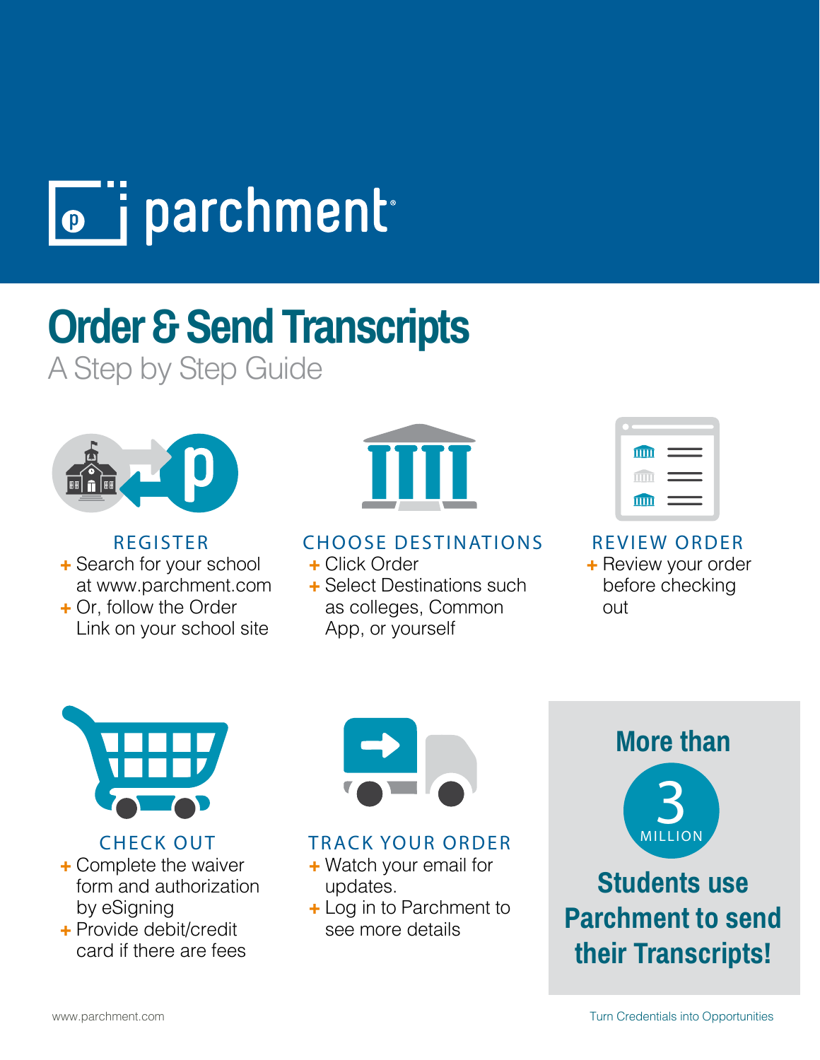# parchment

## Order & Send Transcripts

A Step by Step Guide

### REGISTER

- Search for your school at www.parchment.com
- Or, follow the Order Link on your school site

### CHOOSE DESTINATIONS

- Click Order
- Select Destinations such as colleges, Common App, or yourself

### REVIEW ORDER

- Review your order before checking out

### CHECK OUT

- Complete the waiver form and authorization by eSigning
- Provide debit/credit card if there are fees

### TRACK YOUR ORDER

- Watch your email for updates.
- Log in to Parchment to see more details

**More than 3 MILLION Students use Parchment to send their Transcripts!**

www.parchment.com

Turn Credentials into Opportunities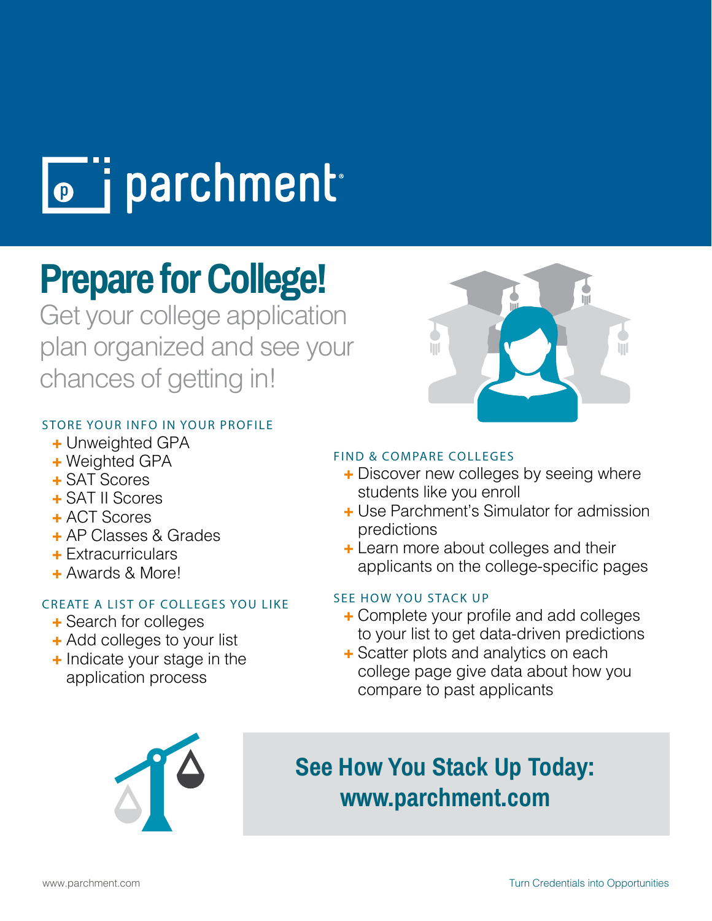parchment

# Prepare for College!

## Get your college application plan organized and see your chances of getting in!

### STORE YOUR INFO IN YOUR PROFILE

- Unweighted GPA
- Weighted GPA
- SAT Scores
- SAT II Scores
- ACT Scores
- AP Classes & Grades
- Extracurriculars
- Awards & More!

### CREATE A LIST OF COLLEGES YOU LIKE

- Search for colleges
- Add colleges to your list
- Indicate your stage in the application process

### FIND & COMPARE COLLEGES

- Discover new colleges by seeing where students like you enroll
- Use Parchment's Simulator for admission predictions
- Learn more about colleges and their applicants on the college-specific pages

### SEE HOW YOU STACK UP

- Complete your profile and add colleges to your list to get data-driven predictions
- Scatter plots and analytics on each college page give data about how you compare to past applicants

**See How You Stack Up Today:**
**www.parchment.com**

www.parchment.com

Turn Credentials into Opportunities